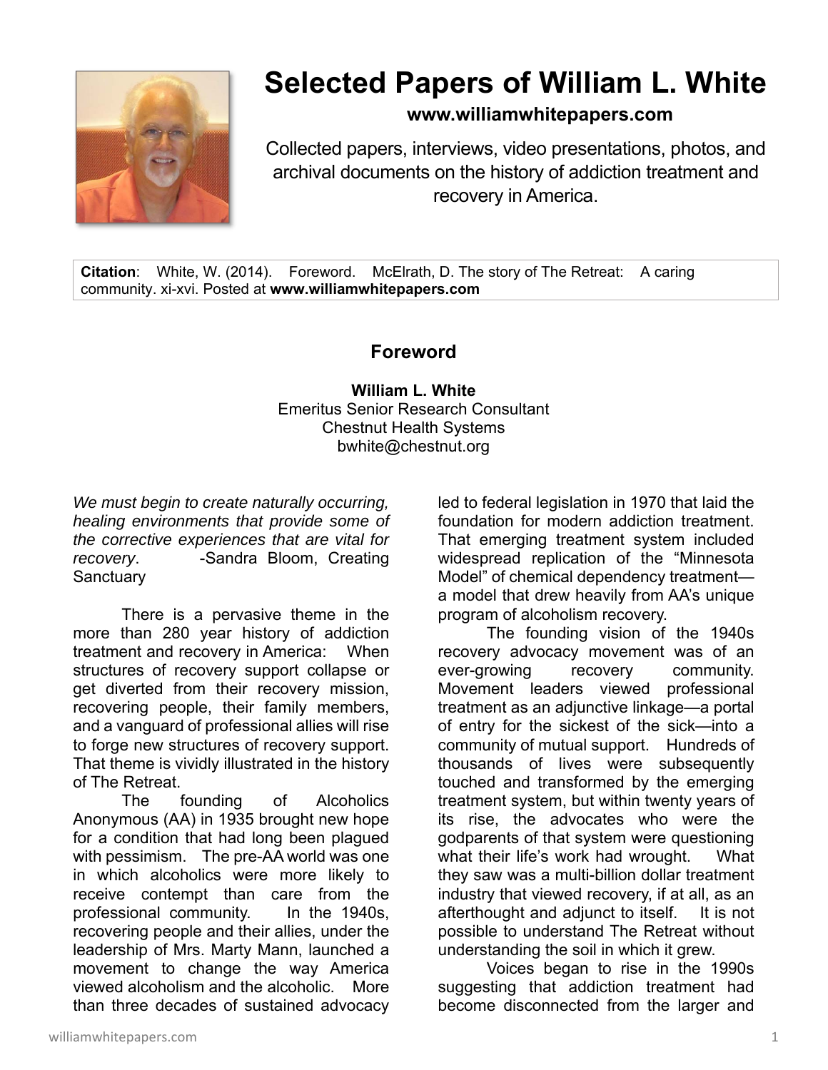# Selected Papers of William L. White

**www.williamwhitepapers.com**

Collected papers, interviews, video presentations, photos, and archival documents on the history of addiction treatment and recovery in America.

**Citation**: White, W. (2014). Foreword. McElrath, D. The story of The Retreat: A caring community. xi-xvi. Posted at **www.williamwhitepapers.com**

## Foreword

**William L. White**
Emeritus Senior Research Consultant
Chestnut Health Systems
bwhite@chestnut.org

*We must begin to create naturally occurring, healing environments that provide some of the corrective experiences that are vital for recovery*. -Sandra Bloom, Creating Sanctuary

There is a pervasive theme in the more than 280 year history of addiction treatment and recovery in America: When structures of recovery support collapse or get diverted from their recovery mission, recovering people, their family members, and a vanguard of professional allies will rise to forge new structures of recovery support. That theme is vividly illustrated in the history of The Retreat.

The founding of Alcoholics Anonymous (AA) in 1935 brought new hope for a condition that had long been plagued with pessimism. The pre-AA world was one in which alcoholics were more likely to receive contempt than care from the professional community. In the 1940s, recovering people and their allies, under the leadership of Mrs. Marty Mann, launched a movement to change the way America viewed alcoholism and the alcoholic. More than three decades of sustained advocacy led to federal legislation in 1970 that laid the foundation for modern addiction treatment. That emerging treatment system included widespread replication of the "Minnesota Model" of chemical dependency treatment—a model that drew heavily from AA's unique program of alcoholism recovery.

The founding vision of the 1940s recovery advocacy movement was of an ever-growing recovery community. Movement leaders viewed professional treatment as an adjunctive linkage—a portal of entry for the sickest of the sick—into a community of mutual support. Hundreds of thousands of lives were subsequently touched and transformed by the emerging treatment system, but within twenty years of its rise, the advocates who were the godparents of that system were questioning what their life's work had wrought. What they saw was a multi-billion dollar treatment industry that viewed recovery, if at all, as an afterthought and adjunct to itself. It is not possible to understand The Retreat without understanding the soil in which it grew.

Voices began to rise in the 1990s suggesting that addiction treatment had become disconnected from the larger and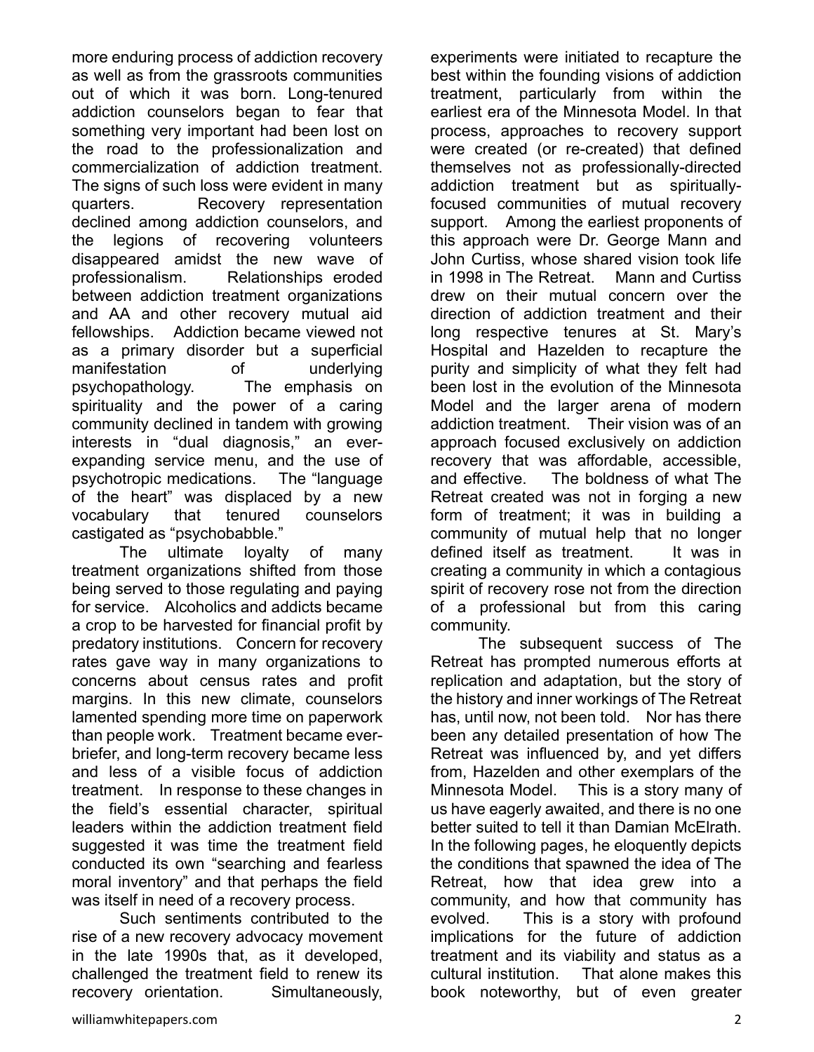more enduring process of addiction recovery as well as from the grassroots communities out of which it was born. Long-tenured addiction counselors began to fear that something very important had been lost on the road to the professionalization and commercialization of addiction treatment. The signs of such loss were evident in many quarters. Recovery representation declined among addiction counselors, and the legions of recovering volunteers disappeared amidst the new wave of professionalism. Relationships eroded between addiction treatment organizations and AA and other recovery mutual aid fellowships. Addiction became viewed not as a primary disorder but a superficial manifestation of underlying psychopathology. The emphasis on spirituality and the power of a caring community declined in tandem with growing interests in "dual diagnosis," an ever-expanding service menu, and the use of psychotropic medications. The "language of the heart" was displaced by a new vocabulary that tenured counselors castigated as "psychobabble."

The ultimate loyalty of many treatment organizations shifted from those being served to those regulating and paying for service. Alcoholics and addicts became a crop to be harvested for financial profit by predatory institutions. Concern for recovery rates gave way in many organizations to concerns about census rates and profit margins. In this new climate, counselors lamented spending more time on paperwork than people work. Treatment became ever-briefer, and long-term recovery became less and less of a visible focus of addiction treatment. In response to these changes in the field's essential character, spiritual leaders within the addiction treatment field suggested it was time the treatment field conducted its own "searching and fearless moral inventory" and that perhaps the field was itself in need of a recovery process.

Such sentiments contributed to the rise of a new recovery advocacy movement in the late 1990s that, as it developed, challenged the treatment field to renew its recovery orientation. Simultaneously, experiments were initiated to recapture the best within the founding visions of addiction treatment, particularly from within the earliest era of the Minnesota Model. In that process, approaches to recovery support were created (or re-created) that defined themselves not as professionally-directed addiction treatment but as spiritually-focused communities of mutual recovery support. Among the earliest proponents of this approach were Dr. George Mann and John Curtiss, whose shared vision took life in 1998 in The Retreat. Mann and Curtiss drew on their mutual concern over the direction of addiction treatment and their long respective tenures at St. Mary's Hospital and Hazelden to recapture the purity and simplicity of what they felt had been lost in the evolution of the Minnesota Model and the larger arena of modern addiction treatment. Their vision was of an approach focused exclusively on addiction recovery that was affordable, accessible, and effective. The boldness of what The Retreat created was not in forging a new form of treatment; it was in building a community of mutual help that no longer defined itself as treatment. It was in creating a community in which a contagious spirit of recovery rose not from the direction of a professional but from this caring community.

The subsequent success of The Retreat has prompted numerous efforts at replication and adaptation, but the story of the history and inner workings of The Retreat has, until now, not been told. Nor has there been any detailed presentation of how The Retreat was influenced by, and yet differs from, Hazelden and other exemplars of the Minnesota Model. This is a story many of us have eagerly awaited, and there is no one better suited to tell it than Damian McElrath. In the following pages, he eloquently depicts the conditions that spawned the idea of The Retreat, how that idea grew into a community, and how that community has evolved. This is a story with profound implications for the future of addiction treatment and its viability and status as a cultural institution. That alone makes this book noteworthy, but of even greater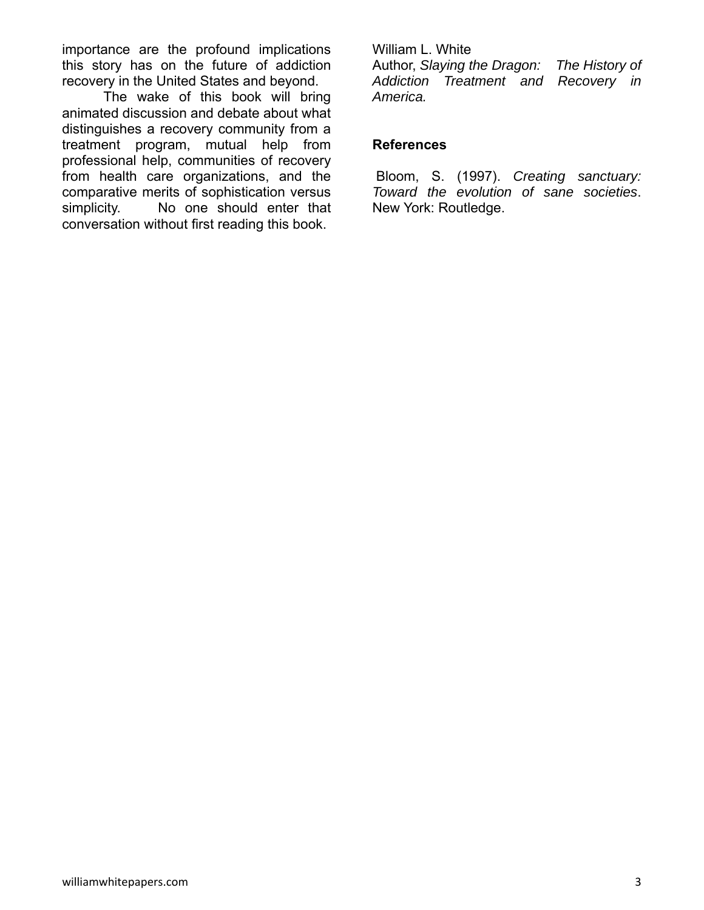importance are the profound implications this story has on the future of addiction recovery in the United States and beyond.

The wake of this book will bring animated discussion and debate about what distinguishes a recovery community from a treatment program, mutual help from professional help, communities of recovery from health care organizations, and the comparative merits of sophistication versus simplicity. No one should enter that conversation without first reading this book.

William L. White
Author, *Slaying the Dragon: The History of Addiction Treatment and Recovery in America.*

**References**

Bloom, S. (1997). *Creating sanctuary: Toward the evolution of sane societies*. New York: Routledge.